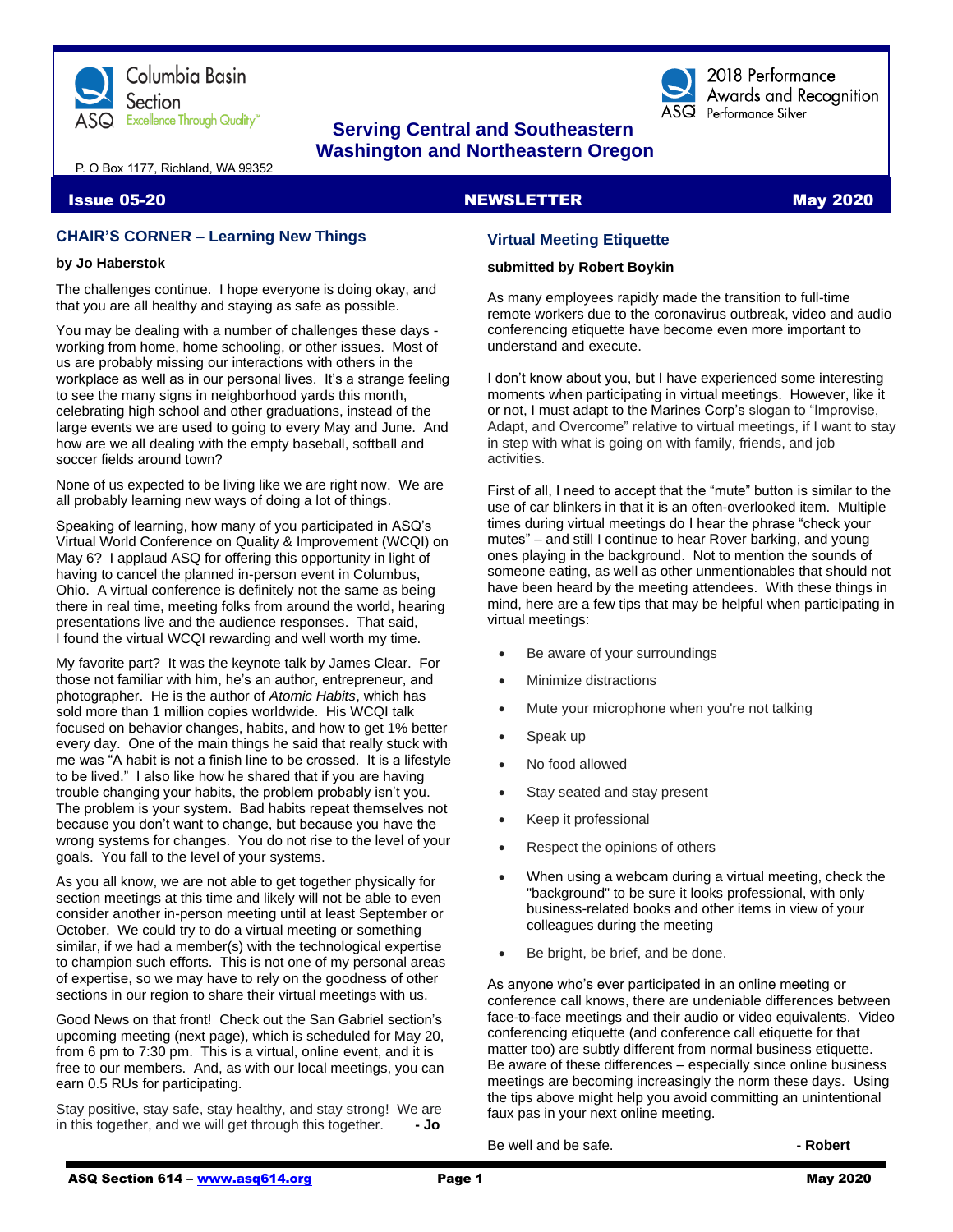Columbia Basin Section
ASQ Excellence Through Quality™

2018 Performance Awards and Recognition
Performance Silver

**Serving Central and Southeastern Washington and Northeastern Oregon**

P. O Box 1177, Richland, WA 99352

**Issue 05-20** **NEWSLETTER** **May 2020**

## CHAIR'S CORNER – Learning New Things

**by Jo Haberstok**

The challenges continue. I hope everyone is doing okay, and that you are all healthy and staying as safe as possible.

You may be dealing with a number of challenges these days - working from home, home schooling, or other issues. Most of us are probably missing our interactions with others in the workplace as well as in our personal lives. It's a strange feeling to see the many signs in neighborhood yards this month, celebrating high school and other graduations, instead of the large events we are used to going to every May and June. And how are we all dealing with the empty baseball, softball and soccer fields around town?

None of us expected to be living like we are right now. We are all probably learning new ways of doing a lot of things.

Speaking of learning, how many of you participated in ASQ's Virtual World Conference on Quality & Improvement (WCQI) on May 6? I applaud ASQ for offering this opportunity in light of having to cancel the planned in-person event in Columbus, Ohio. A virtual conference is definitely not the same as being there in real time, meeting folks from around the world, hearing presentations live and the audience responses. That said, I found the virtual WCQI rewarding and well worth my time.

My favorite part? It was the keynote talk by James Clear. For those not familiar with him, he's an author, entrepreneur, and photographer. He is the author of *Atomic Habits*, which has sold more than 1 million copies worldwide. His WCQI talk focused on behavior changes, habits, and how to get 1% better every day. One of the main things he said that really stuck with me was "A habit is not a finish line to be crossed. It is a lifestyle to be lived." I also like how he shared that if you are having trouble changing your habits, the problem probably isn't you. The problem is your system. Bad habits repeat themselves not because you don't want to change, but because you have the wrong systems for changes. You do not rise to the level of your goals. You fall to the level of your systems.

As you all know, we are not able to get together physically for section meetings at this time and likely will not be able to even consider another in-person meeting until at least September or October. We could try to do a virtual meeting or something similar, if we had a member(s) with the technological expertise to champion such efforts. This is not one of my personal areas of expertise, so we may have to rely on the goodness of other sections in our region to share their virtual meetings with us.

Good News on that front! Check out the San Gabriel section's upcoming meeting (next page), which is scheduled for May 20, from 6 pm to 7:30 pm. This is a virtual, online event, and it is free to our members. And, as with our local meetings, you can earn 0.5 RUs for participating.

Stay positive, stay safe, stay healthy, and stay strong! We are in this together, and we will get through this together. **- Jo**

## Virtual Meeting Etiquette

**submitted by Robert Boykin**

As many employees rapidly made the transition to full-time remote workers due to the coronavirus outbreak, video and audio conferencing etiquette have become even more important to understand and execute.

I don't know about you, but I have experienced some interesting moments when participating in virtual meetings. However, like it or not, I must adapt to the Marines Corp's slogan to "Improvise, Adapt, and Overcome" relative to virtual meetings, if I want to stay in step with what is going on with family, friends, and job activities.

First of all, I need to accept that the "mute" button is similar to the use of car blinkers in that it is an often-overlooked item. Multiple times during virtual meetings do I hear the phrase "check your mutes" – and still I continue to hear Rover barking, and young ones playing in the background. Not to mention the sounds of someone eating, as well as other unmentionables that should not have been heard by the meeting attendees. With these things in mind, here are a few tips that may be helpful when participating in virtual meetings:

- Be aware of your surroundings
- Minimize distractions
- Mute your microphone when you're not talking
- Speak up
- No food allowed
- Stay seated and stay present
- Keep it professional
- Respect the opinions of others
- When using a webcam during a virtual meeting, check the "background" to be sure it looks professional, with only business-related books and other items in view of your colleagues during the meeting
- Be bright, be brief, and be done.

As anyone who's ever participated in an online meeting or conference call knows, there are undeniable differences between face-to-face meetings and their audio or video equivalents. Video conferencing etiquette (and conference call etiquette for that matter too) are subtly different from normal business etiquette. Be aware of these differences – especially since online business meetings are becoming increasingly the norm these days. Using the tips above might help you avoid committing an unintentional faux pas in your next online meeting.

Be well and be safe. **- Robert**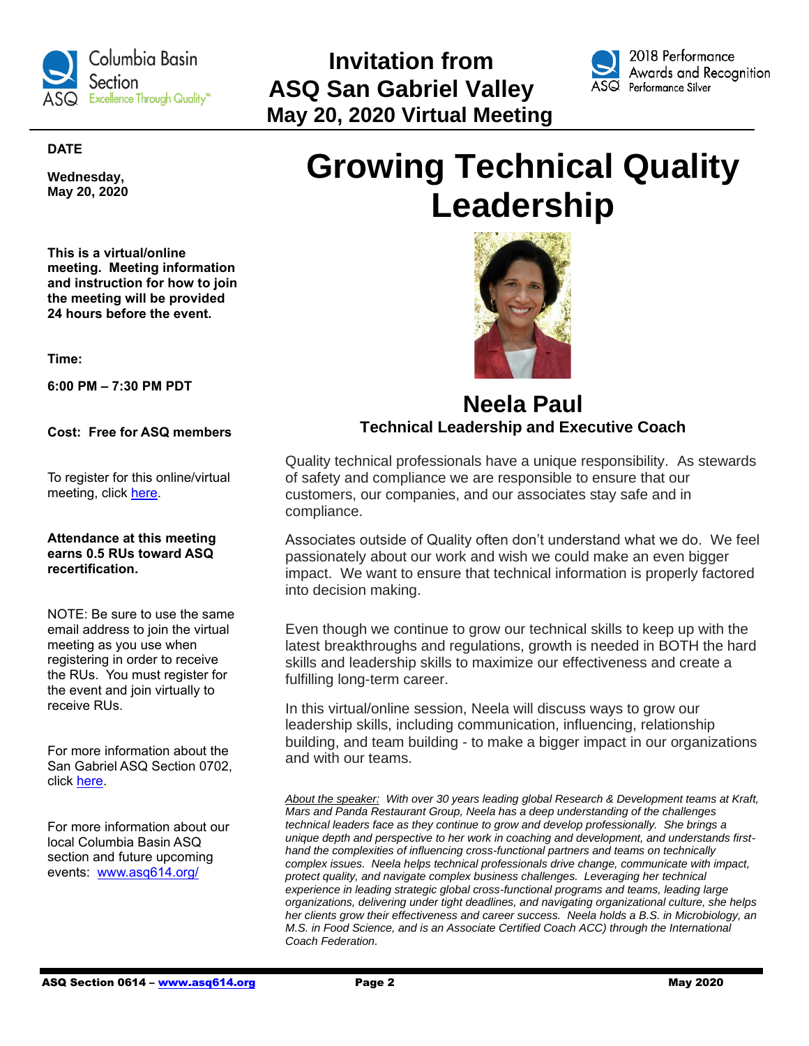# Invitation from ASQ San Gabriel Valley May 20, 2020 Virtual Meeting

**DATE**

**Wednesday, May 20, 2020**

**This is a virtual/online meeting. Meeting information and instruction for how to join the meeting will be provided 24 hours before the event.**

**Time:**

**6:00 PM – 7:30 PM PDT**

**Cost: Free for ASQ members**

To register for this online/virtual meeting, click here.

**Attendance at this meeting earns 0.5 RUs toward ASQ recertification.**

NOTE: Be sure to use the same email address to join the virtual meeting as you use when registering in order to receive the RUs. You must register for the event and join virtually to receive RUs.

For more information about the San Gabriel ASQ Section 0702, click here.

For more information about our local Columbia Basin ASQ section and future upcoming events: www.asq614.org/

# Growing Technical Quality Leadership

## Neela Paul

**Technical Leadership and Executive Coach**

Quality technical professionals have a unique responsibility. As stewards of safety and compliance we are responsible to ensure that our customers, our companies, and our associates stay safe and in compliance.

Associates outside of Quality often don't understand what we do. We feel passionately about our work and wish we could make an even bigger impact. We want to ensure that technical information is properly factored into decision making.

Even though we continue to grow our technical skills to keep up with the latest breakthroughs and regulations, growth is needed in BOTH the hard skills and leadership skills to maximize our effectiveness and create a fulfilling long-term career.

In this virtual/online session, Neela will discuss ways to grow our leadership skills, including communication, influencing, relationship building, and team building - to make a bigger impact in our organizations and with our teams.

*About the speaker: With over 30 years leading global Research & Development teams at Kraft, Mars and Panda Restaurant Group, Neela has a deep understanding of the challenges technical leaders face as they continue to grow and develop professionally. She brings a unique depth and perspective to her work in coaching and development, and understands first-hand the complexities of influencing cross-functional partners and teams on technically complex issues. Neela helps technical professionals drive change, communicate with impact, protect quality, and navigate complex business challenges. Leveraging her technical experience in leading strategic global cross-functional programs and teams, leading large organizations, delivering under tight deadlines, and navigating organizational culture, she helps her clients grow their effectiveness and career success. Neela holds a B.S. in Microbiology, an M.S. in Food Science, and is an Associate Certified Coach ACC) through the International Coach Federation.*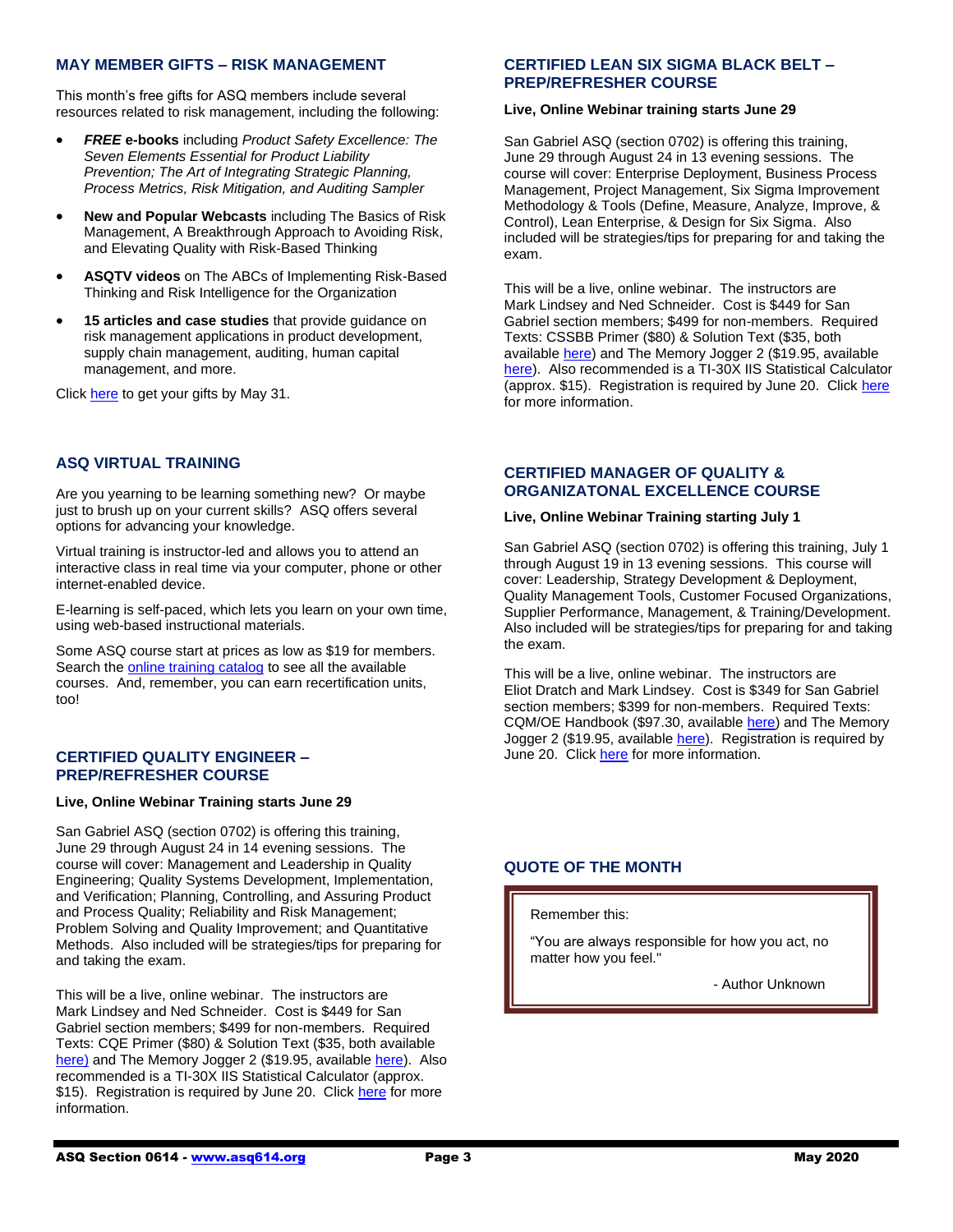## MAY MEMBER GIFTS – RISK MANAGEMENT

This month's free gifts for ASQ members include several resources related to risk management, including the following:

- ***FREE* e-books** including *Product Safety Excellence: The Seven Elements Essential for Product Liability Prevention; The Art of Integrating Strategic Planning, Process Metrics, Risk Mitigation, and Auditing Sampler*
- **New and Popular Webcasts** including The Basics of Risk Management, A Breakthrough Approach to Avoiding Risk, and Elevating Quality with Risk-Based Thinking
- **ASQTV videos** on The ABCs of Implementing Risk-Based Thinking and Risk Intelligence for the Organization
- **15 articles and case studies** that provide guidance on risk management applications in product development, supply chain management, auditing, human capital management, and more.

Click here to get your gifts by May 31.

## ASQ VIRTUAL TRAINING

Are you yearning to be learning something new? Or maybe just to brush up on your current skills? ASQ offers several options for advancing your knowledge.

Virtual training is instructor-led and allows you to attend an interactive class in real time via your computer, phone or other internet-enabled device.

E-learning is self-paced, which lets you learn on your own time, using web-based instructional materials.

Some ASQ course start at prices as low as $19 for members. Search the online training catalog to see all the available courses. And, remember, you can earn recertification units, too!

## CERTIFIED QUALITY ENGINEER – PREP/REFRESHER COURSE

**Live, Online Webinar Training starts June 29**

San Gabriel ASQ (section 0702) is offering this training, June 29 through August 24 in 14 evening sessions. The course will cover: Management and Leadership in Quality Engineering; Quality Systems Development, Implementation, and Verification; Planning, Controlling, and Assuring Product and Process Quality; Reliability and Risk Management; Problem Solving and Quality Improvement; and Quantitative Methods. Also included will be strategies/tips for preparing for and taking the exam.

This will be a live, online webinar. The instructors are Mark Lindsey and Ned Schneider. Cost is $449 for San Gabriel section members; $499 for non-members. Required Texts: CQE Primer ($80) & Solution Text ($35, both available here) and The Memory Jogger 2 ($19.95, available here). Also recommended is a TI-30X IIS Statistical Calculator (approx. $15). Registration is required by June 20. Click here for more information.

## CERTIFIED LEAN SIX SIGMA BLACK BELT – PREP/REFRESHER COURSE

**Live, Online Webinar training starts June 29**

San Gabriel ASQ (section 0702) is offering this training, June 29 through August 24 in 13 evening sessions. The course will cover: Enterprise Deployment, Business Process Management, Project Management, Six Sigma Improvement Methodology & Tools (Define, Measure, Analyze, Improve, & Control), Lean Enterprise, & Design for Six Sigma. Also included will be strategies/tips for preparing for and taking the exam.

This will be a live, online webinar. The instructors are Mark Lindsey and Ned Schneider. Cost is $449 for San Gabriel section members; $499 for non-members. Required Texts: CSSBB Primer ($80) & Solution Text ($35, both available here) and The Memory Jogger 2 ($19.95, available here). Also recommended is a TI-30X IIS Statistical Calculator (approx. $15). Registration is required by June 20. Click here for more information.

## CERTIFIED MANAGER OF QUALITY & ORGANIZATONAL EXCELLENCE COURSE

**Live, Online Webinar Training starting July 1**

San Gabriel ASQ (section 0702) is offering this training, July 1 through August 19 in 13 evening sessions. This course will cover: Leadership, Strategy Development & Deployment, Quality Management Tools, Customer Focused Organizations, Supplier Performance, Management, & Training/Development. Also included will be strategies/tips for preparing for and taking the exam.

This will be a live, online webinar. The instructors are Eliot Dratch and Mark Lindsey. Cost is $349 for San Gabriel section members; $399 for non-members. Required Texts: CQM/OE Handbook ($97.30, available here) and The Memory Jogger 2 ($19.95, available here). Registration is required by June 20. Click here for more information.

## QUOTE OF THE MONTH

Remember this:

"You are always responsible for how you act, no matter how you feel."

- Author Unknown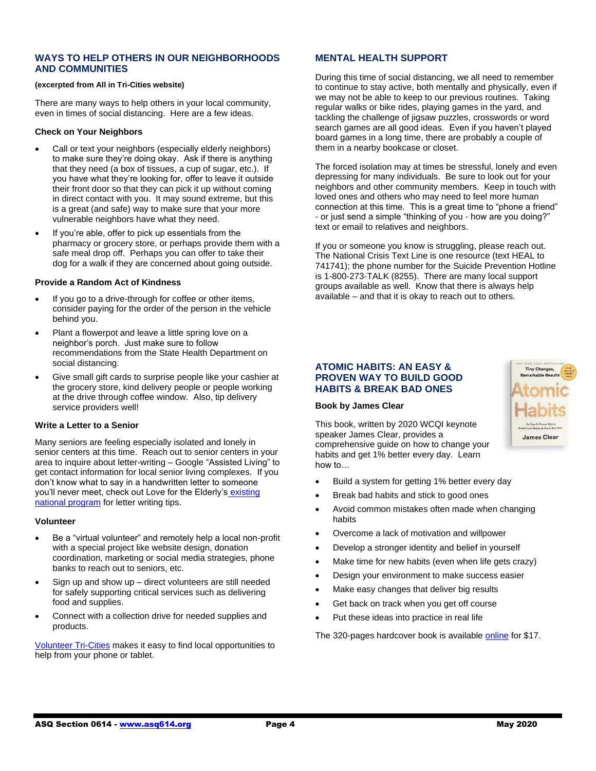## WAYS TO HELP OTHERS IN OUR NEIGHBORHOODS AND COMMUNITIES

**(excerpted from All in Tri-Cities website)**

There are many ways to help others in your local community, even in times of social distancing. Here are a few ideas.

**Check on Your Neighbors**

- Call or text your neighbors (especially elderly neighbors) to make sure they're doing okay. Ask if there is anything that they need (a box of tissues, a cup of sugar, etc.). If you have what they're looking for, offer to leave it outside their front door so that they can pick it up without coming in direct contact with you. It may sound extreme, but this is a great (and safe) way to make sure that your more vulnerable neighbors have what they need.
- If you're able, offer to pick up essentials from the pharmacy or grocery store, or perhaps provide them with a safe meal drop off. Perhaps you can offer to take their dog for a walk if they are concerned about going outside.

**Provide a Random Act of Kindness**

- If you go to a drive-through for coffee or other items, consider paying for the order of the person in the vehicle behind you.
- Plant a flowerpot and leave a little spring love on a neighbor's porch. Just make sure to follow recommendations from the State Health Department on social distancing.
- Give small gift cards to surprise people like your cashier at the grocery store, kind delivery people or people working at the drive through coffee window. Also, tip delivery service providers well!

**Write a Letter to a Senior**

Many seniors are feeling especially isolated and lonely in senior centers at this time. Reach out to senior centers in your area to inquire about letter-writing – Google "Assisted Living" to get contact information for local senior living complexes. If you don't know what to say in a handwritten letter to someone you'll never meet, check out Love for the Elderly's existing national program for letter writing tips.

**Volunteer**

- Be a "virtual volunteer" and remotely help a local non-profit with a special project like website design, donation coordination, marketing or social media strategies, phone banks to reach out to seniors, etc.
- Sign up and show up – direct volunteers are still needed for safely supporting critical services such as delivering food and supplies.
- Connect with a collection drive for needed supplies and products.

Volunteer Tri-Cities makes it easy to find local opportunities to help from your phone or tablet.

## MENTAL HEALTH SUPPORT

During this time of social distancing, we all need to remember to continue to stay active, both mentally and physically, even if we may not be able to keep to our previous routines. Taking regular walks or bike rides, playing games in the yard, and tackling the challenge of jigsaw puzzles, crosswords or word search games are all good ideas. Even if you haven't played board games in a long time, there are probably a couple of them in a nearby bookcase or closet.

The forced isolation may at times be stressful, lonely and even depressing for many individuals. Be sure to look out for your neighbors and other community members. Keep in touch with loved ones and others who may need to feel more human connection at this time. This is a great time to "phone a friend" - or just send a simple "thinking of you - how are you doing?" text or email to relatives and neighbors.

If you or someone you know is struggling, please reach out. The National Crisis Text Line is one resource (text HEAL to 741741); the phone number for the Suicide Prevention Hotline is 1-800-273-TALK (8255). There are many local support groups available as well. Know that there is always help available – and that it is okay to reach out to others.

## ATOMIC HABITS: AN EASY & PROVEN WAY TO BUILD GOOD HABITS & BREAK BAD ONES

**Book by James Clear**

This book, written by 2020 WCQI keynote speaker James Clear, provides a comprehensive guide on how to change your habits and get 1% better every day. Learn how to…

- Build a system for getting 1% better every day
- Break bad habits and stick to good ones
- Avoid common mistakes often made when changing habits
- Overcome a lack of motivation and willpower
- Develop a stronger identity and belief in yourself
- Make time for new habits (even when life gets crazy)
- Design your environment to make success easier
- Make easy changes that deliver big results
- Get back on track when you get off course
- Put these ideas into practice in real life

The 320-pages hardcover book is available online for $17.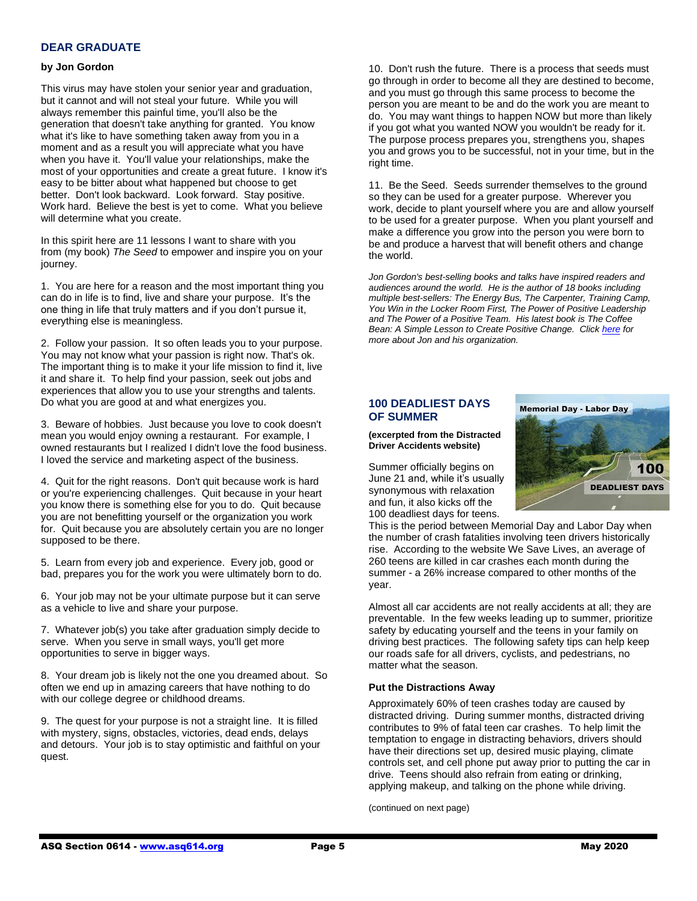## DEAR GRADUATE

**by Jon Gordon**

This virus may have stolen your senior year and graduation, but it cannot and will not steal your future. While you will always remember this painful time, you'll also be the generation that doesn't take anything for granted. You know what it's like to have something taken away from you in a moment and as a result you will appreciate what you have when you have it. You'll value your relationships, make the most of your opportunities and create a great future. I know it's easy to be bitter about what happened but choose to get better. Don't look backward. Look forward. Stay positive. Work hard. Believe the best is yet to come. What you believe will determine what you create.

In this spirit here are 11 lessons I want to share with you from (my book) *The Seed* to empower and inspire you on your journey.

1. You are here for a reason and the most important thing you can do in life is to find, live and share your purpose. It's the one thing in life that truly matters and if you don't pursue it, everything else is meaningless.

2. Follow your passion. It so often leads you to your purpose. You may not know what your passion is right now. That's ok. The important thing is to make it your life mission to find it, live it and share it. To help find your passion, seek out jobs and experiences that allow you to use your strengths and talents. Do what you are good at and what energizes you.

3. Beware of hobbies. Just because you love to cook doesn't mean you would enjoy owning a restaurant. For example, I owned restaurants but I realized I didn't love the food business. I loved the service and marketing aspect of the business.

4. Quit for the right reasons. Don't quit because work is hard or you're experiencing challenges. Quit because in your heart you know there is something else for you to do. Quit because you are not benefitting yourself or the organization you work for. Quit because you are absolutely certain you are no longer supposed to be there.

5. Learn from every job and experience. Every job, good or bad, prepares you for the work you were ultimately born to do.

6. Your job may not be your ultimate purpose but it can serve as a vehicle to live and share your purpose.

7. Whatever job(s) you take after graduation simply decide to serve. When you serve in small ways, you'll get more opportunities to serve in bigger ways.

8. Your dream job is likely not the one you dreamed about. So often we end up in amazing careers that have nothing to do with our college degree or childhood dreams.

9. The quest for your purpose is not a straight line. It is filled with mystery, signs, obstacles, victories, dead ends, delays and detours. Your job is to stay optimistic and faithful on your quest.

10. Don't rush the future. There is a process that seeds must go through in order to become all they are destined to become, and you must go through this same process to become the person you are meant to be and do the work you are meant to do. You may want things to happen NOW but more than likely if you got what you wanted NOW you wouldn't be ready for it. The purpose process prepares you, strengthens you, shapes you and grows you to be successful, not in your time, but in the right time.

11. Be the Seed. Seeds surrender themselves to the ground so they can be used for a greater purpose. Wherever you work, decide to plant yourself where you are and allow yourself to be used for a greater purpose. When you plant yourself and make a difference you grow into the person you were born to be and produce a harvest that will benefit others and change the world.

*Jon Gordon's best-selling books and talks have inspired readers and audiences around the world. He is the author of 18 books including multiple best-sellers: The Energy Bus, The Carpenter, Training Camp, You Win in the Locker Room First, The Power of Positive Leadership and The Power of a Positive Team. His latest book is The Coffee Bean: A Simple Lesson to Create Positive Change. Click [here]() for more about Jon and his organization.*

## 100 DEADLIEST DAYS OF SUMMER

**(excerpted from the Distracted Driver Accidents website)**

Summer officially begins on June 21 and, while it's usually synonymous with relaxation and fun, it also kicks off the 100 deadliest days for teens. This is the period between Memorial Day and Labor Day when the number of crash fatalities involving teen drivers historically rise. According to the website We Save Lives, an average of 260 teens are killed in car crashes each month during the summer - a 26% increase compared to other months of the year.

Almost all car accidents are not really accidents at all; they are preventable. In the few weeks leading up to summer, prioritize safety by educating yourself and the teens in your family on driving best practices. The following safety tips can help keep our roads safe for all drivers, cyclists, and pedestrians, no matter what the season.

**Put the Distractions Away**

Approximately 60% of teen crashes today are caused by distracted driving. During summer months, distracted driving contributes to 9% of fatal teen car crashes. To help limit the temptation to engage in distracting behaviors, drivers should have their directions set up, desired music playing, climate controls set, and cell phone put away prior to putting the car in drive. Teens should also refrain from eating or drinking, applying makeup, and talking on the phone while driving.

(continued on next page)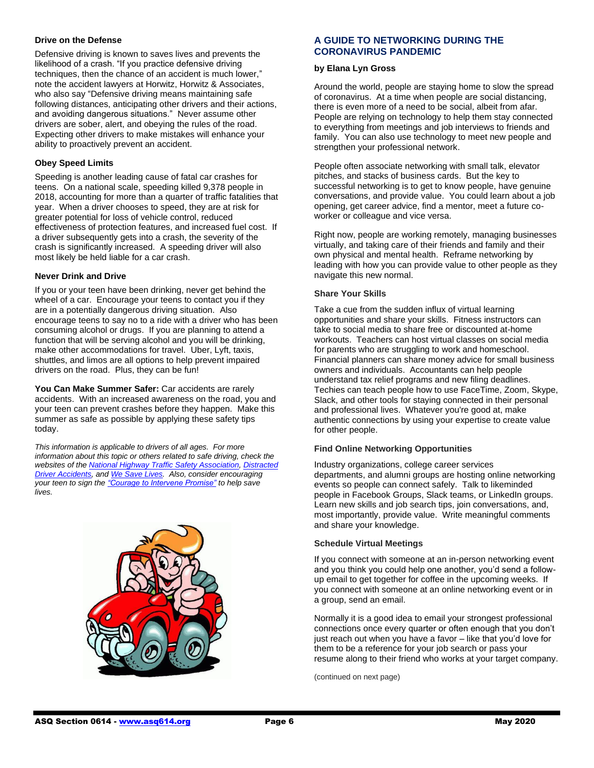**Drive on the Defense**

Defensive driving is known to saves lives and prevents the likelihood of a crash. "If you practice defensive driving techniques, then the chance of an accident is much lower," note the accident lawyers at Horwitz, Horwitz & Associates, who also say "Defensive driving means maintaining safe following distances, anticipating other drivers and their actions, and avoiding dangerous situations." Never assume other drivers are sober, alert, and obeying the rules of the road. Expecting other drivers to make mistakes will enhance your ability to proactively prevent an accident.

**Obey Speed Limits**

Speeding is another leading cause of fatal car crashes for teens. On a national scale, speeding killed 9,378 people in 2018, accounting for more than a quarter of traffic fatalities that year. When a driver chooses to speed, they are at risk for greater potential for loss of vehicle control, reduced effectiveness of protection features, and increased fuel cost. If a driver subsequently gets into a crash, the severity of the crash is significantly increased. A speeding driver will also most likely be held liable for a car crash.

**Never Drink and Drive**

If you or your teen have been drinking, never get behind the wheel of a car. Encourage your teens to contact you if they are in a potentially dangerous driving situation. Also encourage teens to say no to a ride with a driver who has been consuming alcohol or drugs. If you are planning to attend a function that will be serving alcohol and you will be drinking, make other accommodations for travel. Uber, Lyft, taxis, shuttles, and limos are all options to help prevent impaired drivers on the road. Plus, they can be fun!

**You Can Make Summer Safer:** Car accidents are rarely accidents. With an increased awareness on the road, you and your teen can prevent crashes before they happen. Make this summer as safe as possible by applying these safety tips today.

*This information is applicable to drivers of all ages. For more information about this topic or others related to safe driving, check the websites of the National Highway Traffic Safety Association, Distracted Driver Accidents, and We Save Lives. Also, consider encouraging your teen to sign the "Courage to Intervene Promise" to help save lives.*

## A GUIDE TO NETWORKING DURING THE CORONAVIRUS PANDEMIC

**by Elana Lyn Gross**

Around the world, people are staying home to slow the spread of coronavirus. At a time when people are social distancing, there is even more of a need to be social, albeit from afar. People are relying on technology to help them stay connected to everything from meetings and job interviews to friends and family. You can also use technology to meet new people and strengthen your professional network.

People often associate networking with small talk, elevator pitches, and stacks of business cards. But the key to successful networking is to get to know people, have genuine conversations, and provide value. You could learn about a job opening, get career advice, find a mentor, meet a future co-worker or colleague and vice versa.

Right now, people are working remotely, managing businesses virtually, and taking care of their friends and family and their own physical and mental health. Reframe networking by leading with how you can provide value to other people as they navigate this new normal.

**Share Your Skills**

Take a cue from the sudden influx of virtual learning opportunities and share your skills. Fitness instructors can take to social media to share free or discounted at-home workouts. Teachers can host virtual classes on social media for parents who are struggling to work and homeschool. Financial planners can share money advice for small business owners and individuals. Accountants can help people understand tax relief programs and new filing deadlines. Techies can teach people how to use FaceTime, Zoom, Skype, Slack, and other tools for staying connected in their personal and professional lives. Whatever you're good at, make authentic connections by using your expertise to create value for other people.

**Find Online Networking Opportunities**

Industry organizations, college career services departments, and alumni groups are hosting online networking events so people can connect safely. Talk to likeminded people in Facebook Groups, Slack teams, or LinkedIn groups. Learn new skills and job search tips, join conversations, and, most importantly, provide value. Write meaningful comments and share your knowledge.

**Schedule Virtual Meetings**

If you connect with someone at an in-person networking event and you think you could help one another, you'd send a follow-up email to get together for coffee in the upcoming weeks. If you connect with someone at an online networking event or in a group, send an email.

Normally it is a good idea to email your strongest professional connections once every quarter or often enough that you don't just reach out when you have a favor – like that you'd love for them to be a reference for your job search or pass your resume along to their friend who works at your target company.

(continued on next page)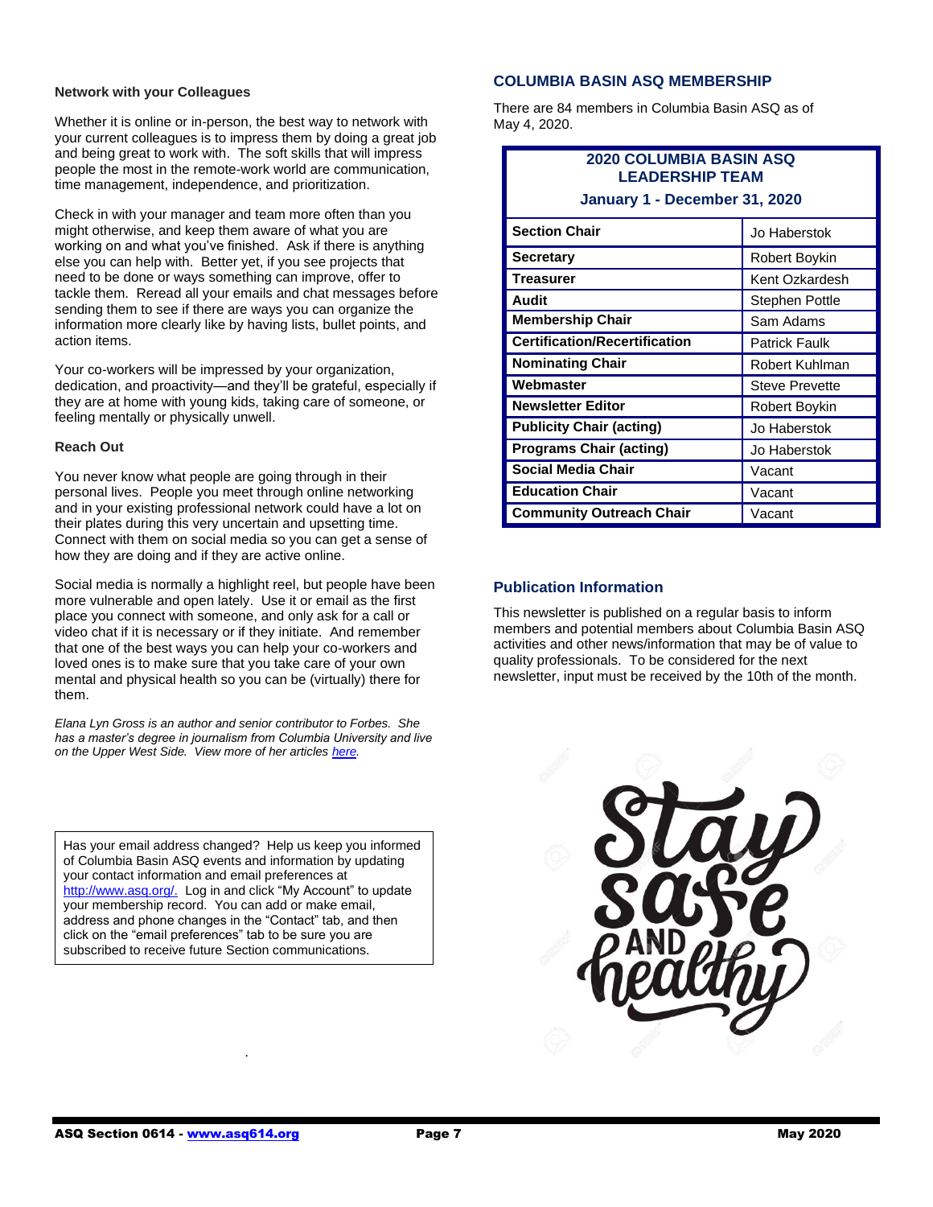**Network with your Colleagues**

Whether it is online or in-person, the best way to network with your current colleagues is to impress them by doing a great job and being great to work with. The soft skills that will impress people the most in the remote-work world are communication, time management, independence, and prioritization.

Check in with your manager and team more often than you might otherwise, and keep them aware of what you are working on and what you've finished. Ask if there is anything else you can help with. Better yet, if you see projects that need to be done or ways something can improve, offer to tackle them. Reread all your emails and chat messages before sending them to see if there are ways you can organize the information more clearly like by having lists, bullet points, and action items.

Your co-workers will be impressed by your organization, dedication, and proactivity—and they'll be grateful, especially if they are at home with young kids, taking care of someone, or feeling mentally or physically unwell.

**Reach Out**

You never know what people are going through in their personal lives. People you meet through online networking and in your existing professional network could have a lot on their plates during this very uncertain and upsetting time. Connect with them on social media so you can get a sense of how they are doing and if they are active online.

Social media is normally a highlight reel, but people have been more vulnerable and open lately. Use it or email as the first place you connect with someone, and only ask for a call or video chat if it is necessary or if they initiate. And remember that one of the best ways you can help your co-workers and loved ones is to make sure that you take care of your own mental and physical health so you can be (virtually) there for them.

*Elana Lyn Gross is an author and senior contributor to Forbes. She has a master's degree in journalism from Columbia University and live on the Upper West Side. View more of her articles here.*

Has your email address changed? Help us keep you informed of Columbia Basin ASQ events and information by updating your contact information and email preferences at http://www.asq.org/. Log in and click "My Account" to update your membership record. You can add or make email, address and phone changes in the "Contact" tab, and then click on the "email preferences" tab to be sure you are subscribed to receive future Section communications.

## COLUMBIA BASIN ASQ MEMBERSHIP

There are 84 members in Columbia Basin ASQ as of May 4, 2020.

**2020 COLUMBIA BASIN ASQ LEADERSHIP TEAM**

**January 1 - December 31, 2020**

| | |
|---|---|
| **Section Chair** | Jo Haberstok |
| **Secretary** | Robert Boykin |
| **Treasurer** | Kent Ozkardesh |
| **Audit** | Stephen Pottle |
| **Membership Chair** | Sam Adams |
| **Certification/Recertification** | Patrick Faulk |
| **Nominating Chair** | Robert Kuhlman |
| **Webmaster** | Steve Prevette |
| **Newsletter Editor** | Robert Boykin |
| **Publicity Chair (acting)** | Jo Haberstok |
| **Programs Chair (acting)** | Jo Haberstok |
| **Social Media Chair** | Vacant |
| **Education Chair** | Vacant |
| **Community Outreach Chair** | Vacant |

## Publication Information

This newsletter is published on a regular basis to inform members and potential members about Columbia Basin ASQ activities and other news/information that may be of value to quality professionals. To be considered for the next newsletter, input must be received by the 10th of the month.

Stay safe and healthy